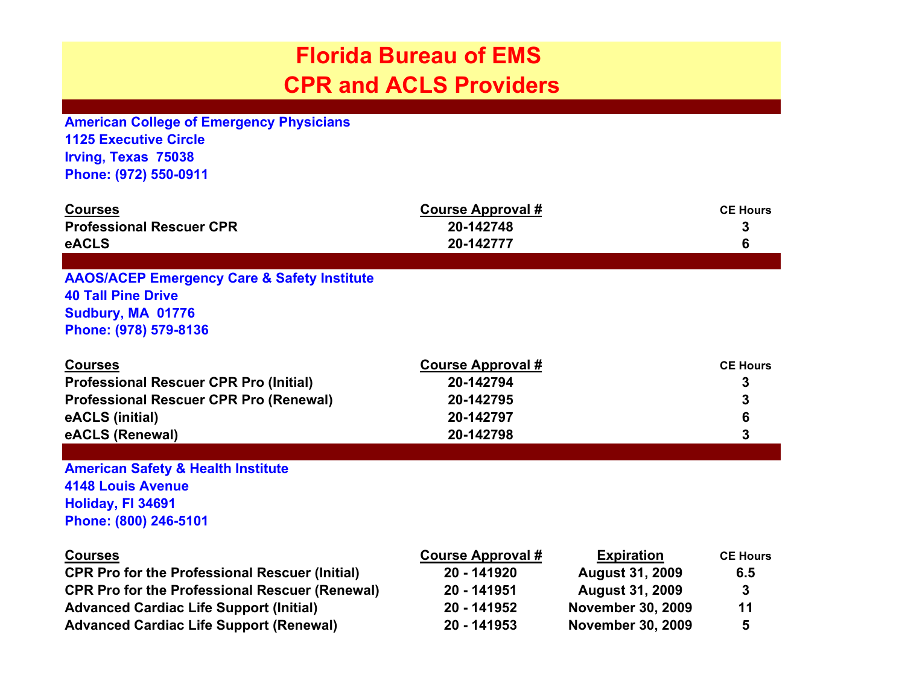# Florida Bureau of EMS
# CPR and ACLS Providers

**American College of Emergency Physicians**
**1125 Executive Circle**
**Irving, Texas 75038**
**Phone: (972) 550-0911**

| Courses | Course Approval # | CE Hours |
|---|---|---|
| Professional Rescuer CPR | 20-142748 | 3 |
| eACLS | 20-142777 | 6 |

**AAOS/ACEP Emergency Care & Safety Institute**
**40 Tall Pine Drive**
**Sudbury, MA 01776**
**Phone: (978) 579-8136**

| Courses | Course Approval # | CE Hours |
|---|---|---|
| Professional Rescuer CPR Pro (Initial) | 20-142794 | 3 |
| Professional Rescuer CPR Pro (Renewal) | 20-142795 | 3 |
| eACLS (initial) | 20-142797 | 6 |
| eACLS (Renewal) | 20-142798 | 3 |

**American Safety & Health Institute**
**4148 Louis Avenue**
**Holiday, Fl 34691**
**Phone: (800) 246-5101**

| Courses | Course Approval # | Expiration | CE Hours |
|---|---|---|---|
| CPR Pro for the Professional Rescuer (Initial) | 20 - 141920 | August 31, 2009 | 6.5 |
| CPR Pro for the Professional Rescuer (Renewal) | 20 - 141951 | August 31, 2009 | 3 |
| Advanced Cardiac Life Support (Initial) | 20 - 141952 | November 30, 2009 | 11 |
| Advanced Cardiac Life Support (Renewal) | 20 - 141953 | November 30, 2009 | 5 |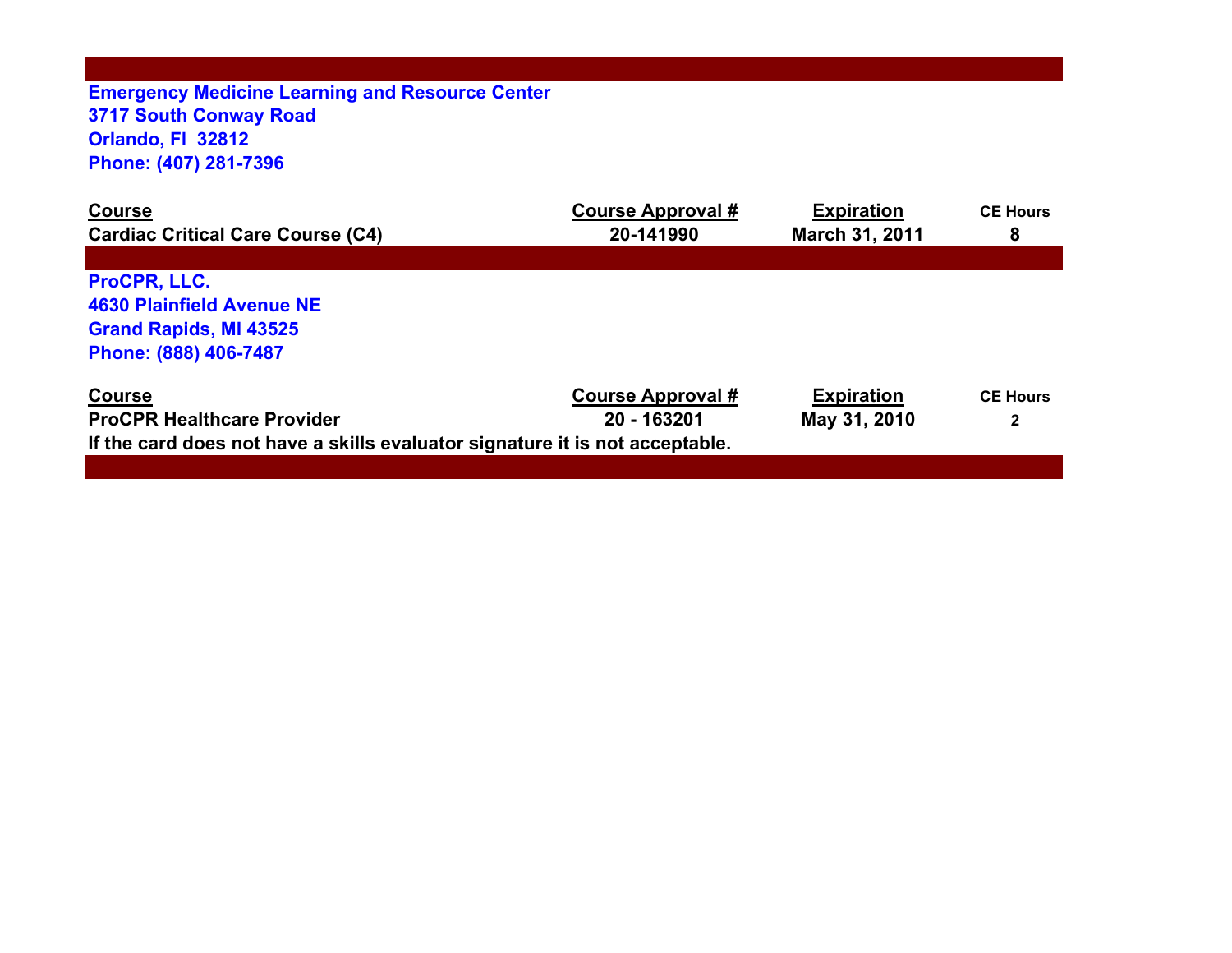**Emergency Medicine Learning and Resource Center**
**3717 South Conway Road**
**Orlando, Fl 32812**
**Phone: (407) 281-7396**

| Course | Course Approval # | Expiration | CE Hours |
|---|---|---|---|
| Cardiac Critical Care Course (C4) | 20-141990 | March 31, 2011 | 8 |

**ProCPR, LLC.**
**4630 Plainfield Avenue NE**
**Grand Rapids, MI 43525**
**Phone: (888) 406-7487**

| Course | Course Approval # | Expiration | CE Hours |
|---|---|---|---|
| ProCPR Healthcare Provider | 20 - 163201 | May 31, 2010 | 2 |

**If the card does not have a skills evaluator signature it is not acceptable.**